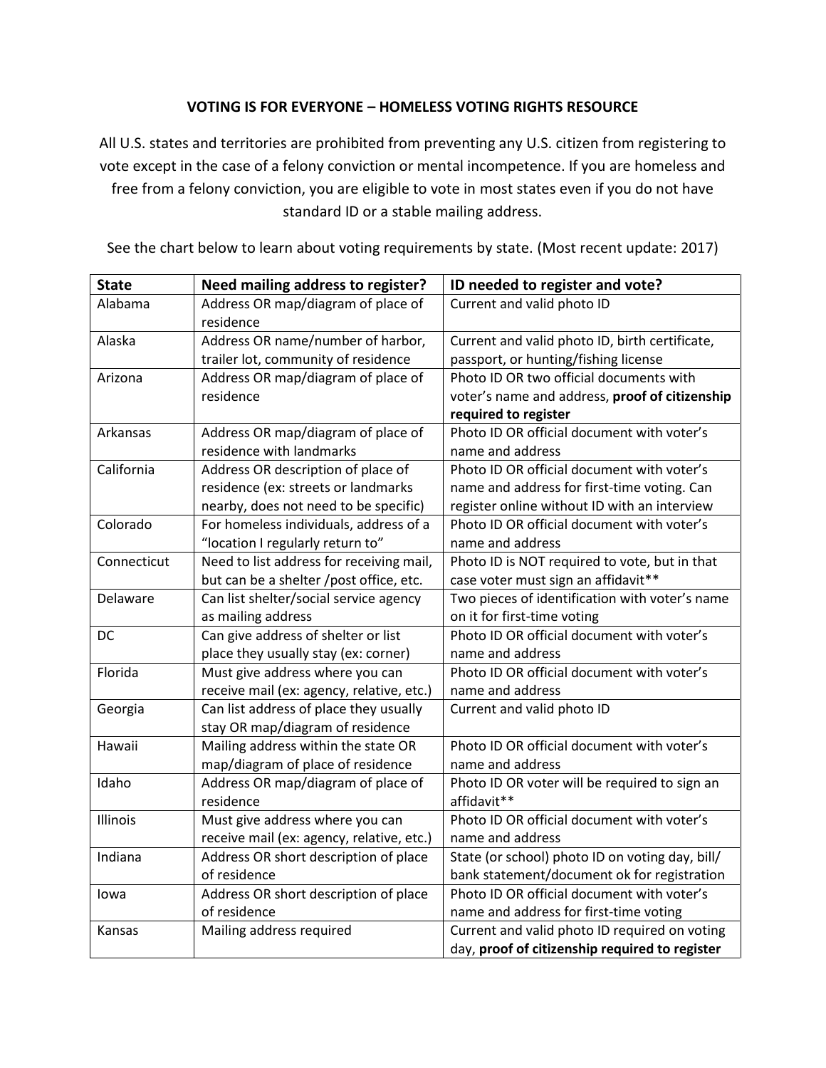# VOTING IS FOR EVERYONE – HOMELESS VOTING RIGHTS RESOURCE

All U.S. states and territories are prohibited from preventing any U.S. citizen from registering to vote except in the case of a felony conviction or mental incompetence. If you are homeless and free from a felony conviction, you are eligible to vote in most states even if you do not have standard ID or a stable mailing address.

See the chart below to learn about voting requirements by state. (Most recent update: 2017)

| State | Need mailing address to register? | ID needed to register and vote? |
|---|---|---|
| Alabama | Address OR map/diagram of place of residence | Current and valid photo ID |
| Alaska | Address OR name/number of harbor, trailer lot, community of residence | Current and valid photo ID, birth certificate, passport, or hunting/fishing license |
| Arizona | Address OR map/diagram of place of residence | Photo ID OR two official documents with voter's name and address, **proof of citizenship required to register** |
| Arkansas | Address OR map/diagram of place of residence with landmarks | Photo ID OR official document with voter's name and address |
| California | Address OR description of place of residence (ex: streets or landmarks nearby, does not need to be specific) | Photo ID OR official document with voter's name and address for first-time voting. Can register online without ID with an interview |
| Colorado | For homeless individuals, address of a "location I regularly return to" | Photo ID OR official document with voter's name and address |
| Connecticut | Need to list address for receiving mail, but can be a shelter /post office, etc. | Photo ID is NOT required to vote, but in that case voter must sign an affidavit** |
| Delaware | Can list shelter/social service agency as mailing address | Two pieces of identification with voter's name on it for first-time voting |
| DC | Can give address of shelter or list place they usually stay (ex: corner) | Photo ID OR official document with voter's name and address |
| Florida | Must give address where you can receive mail (ex: agency, relative, etc.) | Photo ID OR official document with voter's name and address |
| Georgia | Can list address of place they usually stay OR map/diagram of residence | Current and valid photo ID |
| Hawaii | Mailing address within the state OR map/diagram of place of residence | Photo ID OR official document with voter's name and address |
| Idaho | Address OR map/diagram of place of residence | Photo ID OR voter will be required to sign an affidavit** |
| Illinois | Must give address where you can receive mail (ex: agency, relative, etc.) | Photo ID OR official document with voter's name and address |
| Indiana | Address OR short description of place of residence | State (or school) photo ID on voting day, bill/ bank statement/document ok for registration |
| Iowa | Address OR short description of place of residence | Photo ID OR official document with voter's name and address for first-time voting |
| Kansas | Mailing address required | Current and valid photo ID required on voting day, **proof of citizenship required to register** |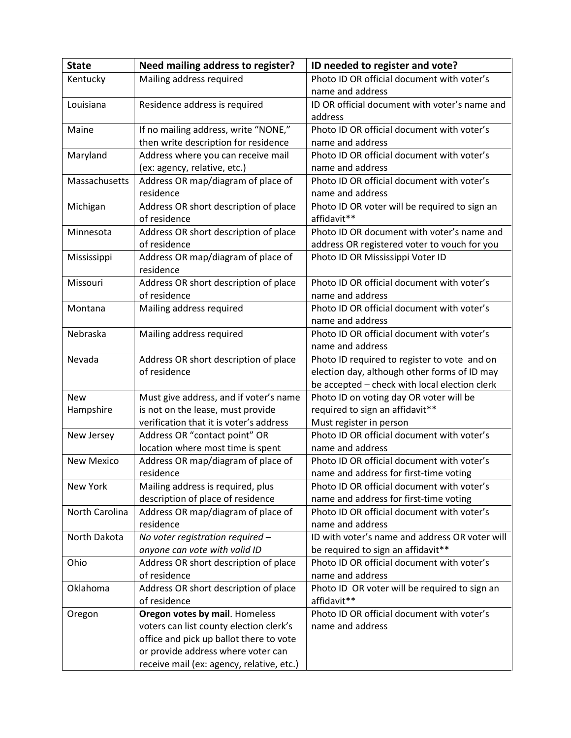| State | Need mailing address to register? | ID needed to register and vote? |
|---|---|---|
| Kentucky | Mailing address required | Photo ID OR official document with voter's name and address |
| Louisiana | Residence address is required | ID OR official document with voter's name and address |
| Maine | If no mailing address, write "NONE," then write description for residence | Photo ID OR official document with voter's name and address |
| Maryland | Address where you can receive mail (ex: agency, relative, etc.) | Photo ID OR official document with voter's name and address |
| Massachusetts | Address OR map/diagram of place of residence | Photo ID OR official document with voter's name and address |
| Michigan | Address OR short description of place of residence | Photo ID OR voter will be required to sign an affidavit** |
| Minnesota | Address OR short description of place of residence | Photo ID OR document with voter's name and address OR registered voter to vouch for you |
| Mississippi | Address OR map/diagram of place of residence | Photo ID OR Mississippi Voter ID |
| Missouri | Address OR short description of place of residence | Photo ID OR official document with voter's name and address |
| Montana | Mailing address required | Photo ID OR official document with voter's name and address |
| Nebraska | Mailing address required | Photo ID OR official document with voter's name and address |
| Nevada | Address OR short description of place of residence | Photo ID required to register to vote and on election day, although other forms of ID may be accepted – check with local election clerk |
| New Hampshire | Must give address, and if voter's name is not on the lease, must provide verification that it is voter's address | Photo ID on voting day OR voter will be required to sign an affidavit**<br>Must register in person |
| New Jersey | Address OR "contact point" OR location where most time is spent | Photo ID OR official document with voter's name and address |
| New Mexico | Address OR map/diagram of place of residence | Photo ID OR official document with voter's name and address for first-time voting |
| New York | Mailing address is required, plus description of place of residence | Photo ID OR official document with voter's name and address for first-time voting |
| North Carolina | Address OR map/diagram of place of residence | Photo ID OR official document with voter's name and address |
| North Dakota | *No voter registration required – anyone can vote with valid ID* | ID with voter's name and address OR voter will be required to sign an affidavit** |
| Ohio | Address OR short description of place of residence | Photo ID OR official document with voter's name and address |
| Oklahoma | Address OR short description of place of residence | Photo ID OR voter will be required to sign an affidavit** |
| Oregon | **Oregon votes by mail**. Homeless voters can list county election clerk's office and pick up ballot there to vote or provide address where voter can receive mail (ex: agency, relative, etc.) | Photo ID OR official document with voter's name and address |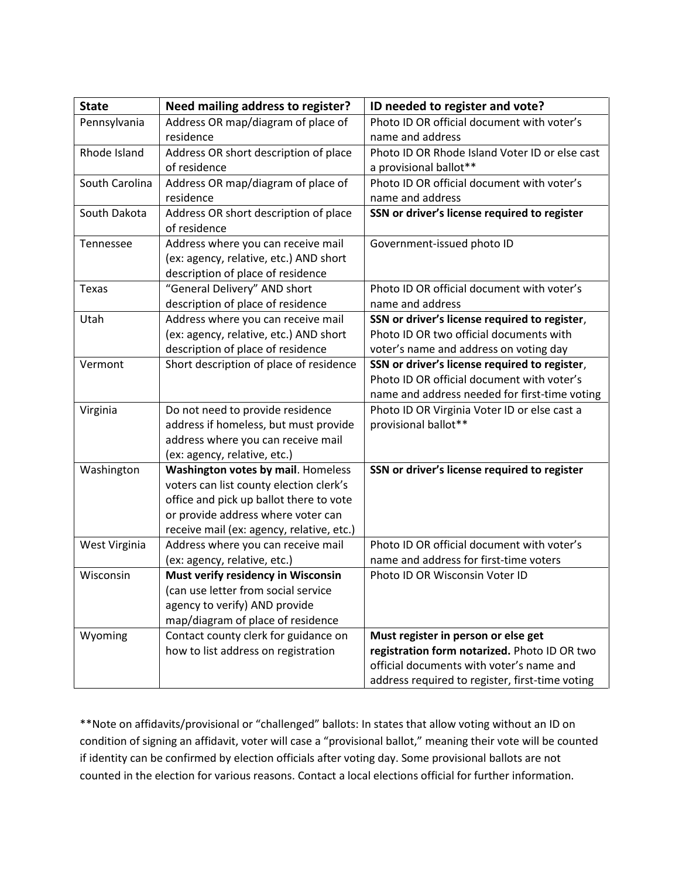| State | Need mailing address to register? | ID needed to register and vote? |
| --- | --- | --- |
| Pennsylvania | Address OR map/diagram of place of residence | Photo ID OR official document with voter's name and address |
| Rhode Island | Address OR short description of place of residence | Photo ID OR Rhode Island Voter ID or else cast a provisional ballot** |
| South Carolina | Address OR map/diagram of place of residence | Photo ID OR official document with voter's name and address |
| South Dakota | Address OR short description of place of residence | **SSN or driver's license required to register** |
| Tennessee | Address where you can receive mail (ex: agency, relative, etc.) AND short description of place of residence | Government-issued photo ID |
| Texas | "General Delivery" AND short description of place of residence | Photo ID OR official document with voter's name and address |
| Utah | Address where you can receive mail (ex: agency, relative, etc.) AND short description of place of residence | **SSN or driver's license required to register**, Photo ID OR two official documents with voter's name and address on voting day |
| Vermont | Short description of place of residence | **SSN or driver's license required to register**, Photo ID OR official document with voter's name and address needed for first-time voting |
| Virginia | Do not need to provide residence address if homeless, but must provide address where you can receive mail (ex: agency, relative, etc.) | Photo ID OR Virginia Voter ID or else cast a provisional ballot** |
| Washington | **Washington votes by mail**. Homeless voters can list county election clerk's office and pick up ballot there to vote or provide address where voter can receive mail (ex: agency, relative, etc.) | **SSN or driver's license required to register** |
| West Virginia | Address where you can receive mail (ex: agency, relative, etc.) | Photo ID OR official document with voter's name and address for first-time voters |
| Wisconsin | **Must verify residency in Wisconsin** (can use letter from social service agency to verify) AND provide map/diagram of place of residence | Photo ID OR Wisconsin Voter ID |
| Wyoming | Contact county clerk for guidance on how to list address on registration | **Must register in person or else get registration form notarized.** Photo ID OR two official documents with voter's name and address required to register, first-time voting |

**Note on affidavits/provisional or "challenged" ballots: In states that allow voting without an ID on condition of signing an affidavit, voter will case a "provisional ballot," meaning their vote will be counted if identity can be confirmed by election officials after voting day. Some provisional ballots are not counted in the election for various reasons. Contact a local elections official for further information.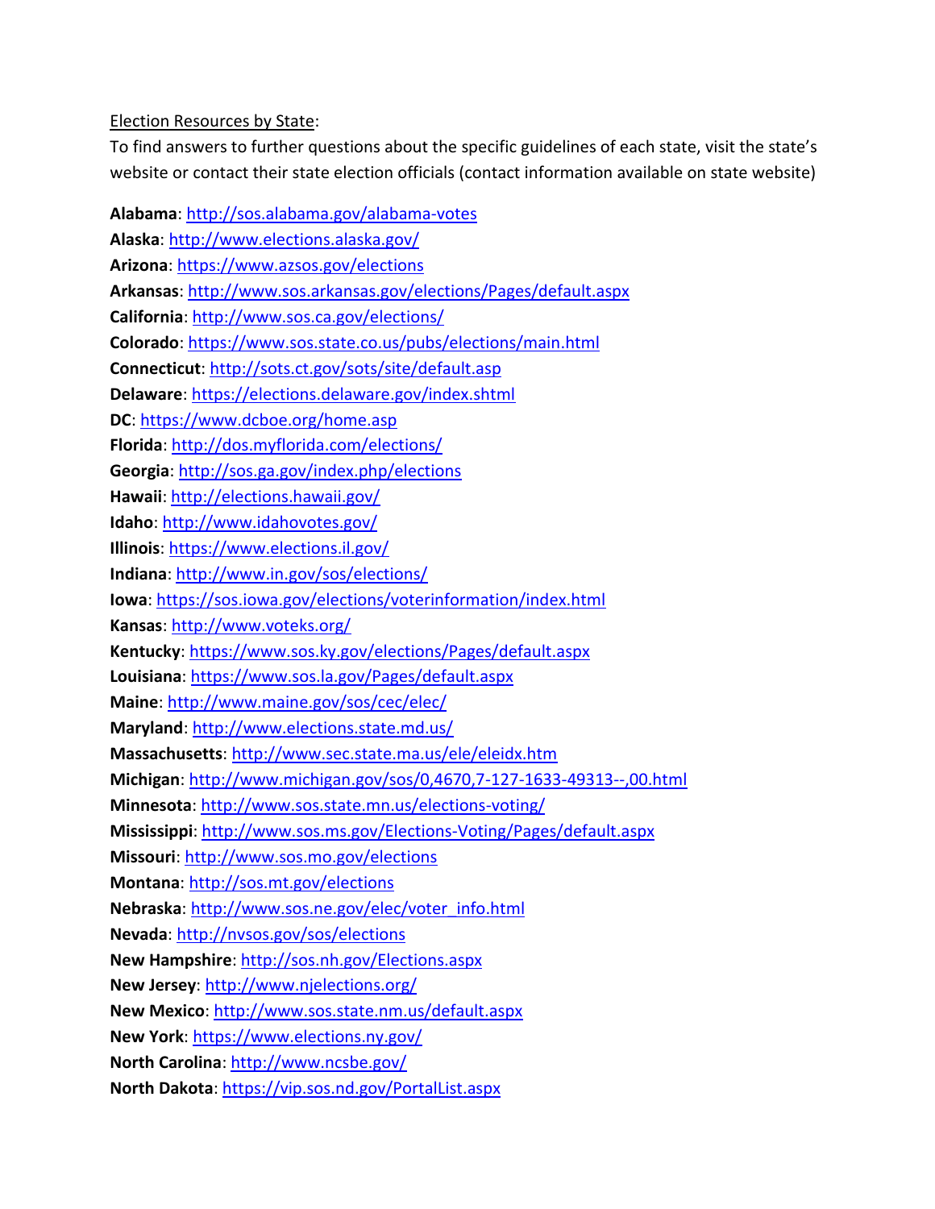Election Resources by State:

To find answers to further questions about the specific guidelines of each state, visit the state's website or contact their state election officials (contact information available on state website)

**Alabama**: http://sos.alabama.gov/alabama-votes
**Alaska**: http://www.elections.alaska.gov/
**Arizona**: https://www.azsos.gov/elections
**Arkansas**: http://www.sos.arkansas.gov/elections/Pages/default.aspx
**California**: http://www.sos.ca.gov/elections/
**Colorado**: https://www.sos.state.co.us/pubs/elections/main.html
**Connecticut**: http://sots.ct.gov/sots/site/default.asp
**Delaware**: https://elections.delaware.gov/index.shtml
**DC**: https://www.dcboe.org/home.asp
**Florida**: http://dos.myflorida.com/elections/
**Georgia**: http://sos.ga.gov/index.php/elections
**Hawaii**: http://elections.hawaii.gov/
**Idaho**: http://www.idahovotes.gov/
**Illinois**: https://www.elections.il.gov/
**Indiana**: http://www.in.gov/sos/elections/
**Iowa**: https://sos.iowa.gov/elections/voterinformation/index.html
**Kansas**: http://www.voteks.org/
**Kentucky**: https://www.sos.ky.gov/elections/Pages/default.aspx
**Louisiana**: https://www.sos.la.gov/Pages/default.aspx
**Maine**: http://www.maine.gov/sos/cec/elec/
**Maryland**: http://www.elections.state.md.us/
**Massachusetts**: http://www.sec.state.ma.us/ele/eleidx.htm
**Michigan**: http://www.michigan.gov/sos/0,4670,7-127-1633-49313--,00.html
**Minnesota**: http://www.sos.state.mn.us/elections-voting/
**Mississippi**: http://www.sos.ms.gov/Elections-Voting/Pages/default.aspx
**Missouri**: http://www.sos.mo.gov/elections
**Montana**: http://sos.mt.gov/elections
**Nebraska**: http://www.sos.ne.gov/elec/voter_info.html
**Nevada**: http://nvsos.gov/sos/elections
**New Hampshire**: http://sos.nh.gov/Elections.aspx
**New Jersey**: http://www.njelections.org/
**New Mexico**: http://www.sos.state.nm.us/default.aspx
**New York**: https://www.elections.ny.gov/
**North Carolina**: http://www.ncsbe.gov/
**North Dakota**: https://vip.sos.nd.gov/PortalList.aspx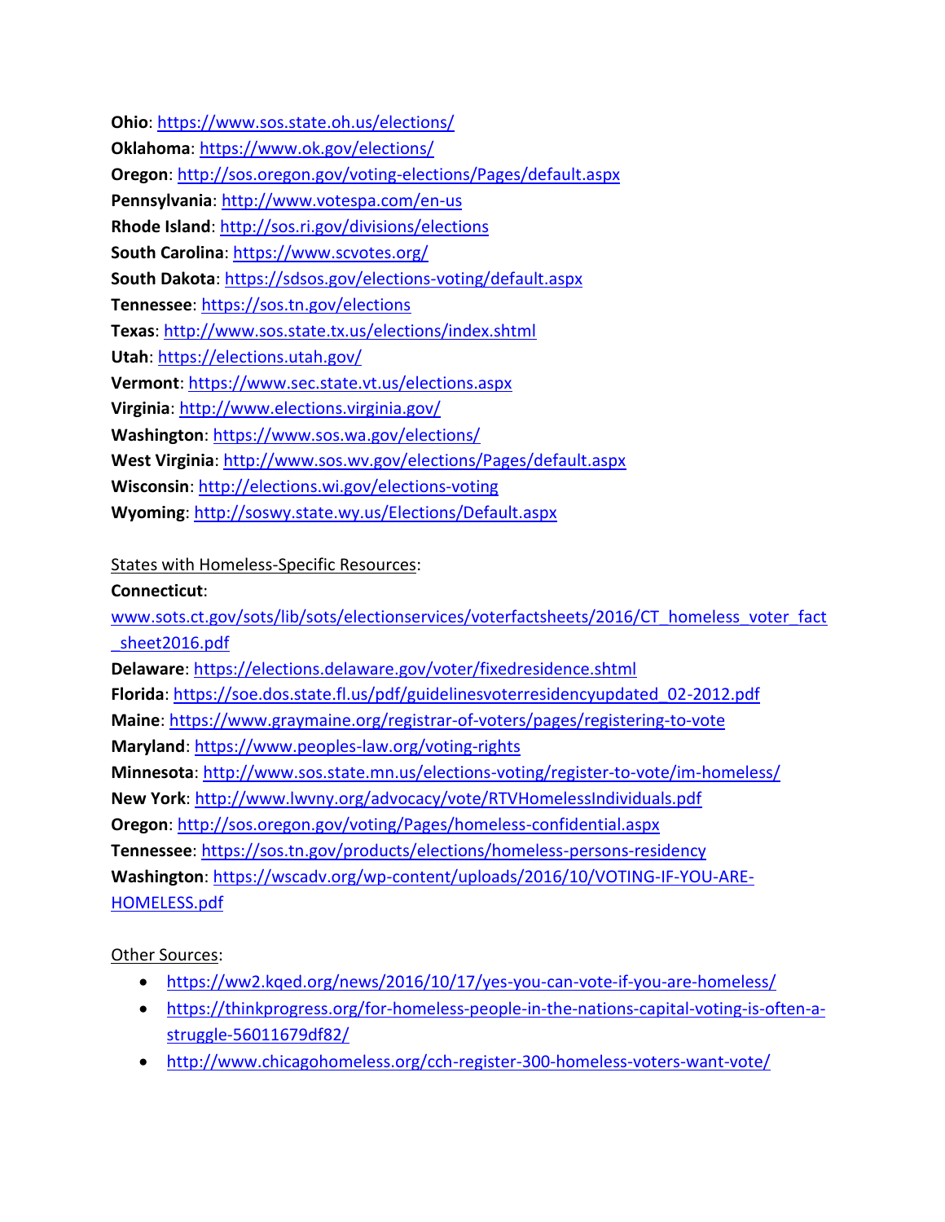**Ohio**: https://www.sos.state.oh.us/elections/
**Oklahoma**: https://www.ok.gov/elections/
**Oregon**: http://sos.oregon.gov/voting-elections/Pages/default.aspx
**Pennsylvania**: http://www.votespa.com/en-us
**Rhode Island**: http://sos.ri.gov/divisions/elections
**South Carolina**: https://www.scvotes.org/
**South Dakota**: https://sdsos.gov/elections-voting/default.aspx
**Tennessee**: https://sos.tn.gov/elections
**Texas**: http://www.sos.state.tx.us/elections/index.shtml
**Utah**: https://elections.utah.gov/
**Vermont**: https://www.sec.state.vt.us/elections.aspx
**Virginia**: http://www.elections.virginia.gov/
**Washington**: https://www.sos.wa.gov/elections/
**West Virginia**: http://www.sos.wv.gov/elections/Pages/default.aspx
**Wisconsin**: http://elections.wi.gov/elections-voting
**Wyoming**: http://soswy.state.wy.us/Elections/Default.aspx

States with Homeless-Specific Resources:

**Connecticut**: www.sots.ct.gov/sots/lib/sots/electionservices/voterfactsheets/2016/CT_homeless_voter_fact_sheet2016.pdf
**Delaware**: https://elections.delaware.gov/voter/fixedresidence.shtml
**Florida**: https://soe.dos.state.fl.us/pdf/guidelinesvoterresidencyupdated_02-2012.pdf
**Maine**: https://www.graymaine.org/registrar-of-voters/pages/registering-to-vote
**Maryland**: https://www.peoples-law.org/voting-rights
**Minnesota**: http://www.sos.state.mn.us/elections-voting/register-to-vote/im-homeless/
**New York**: http://www.lwvny.org/advocacy/vote/RTVHomelessIndividuals.pdf
**Oregon**: http://sos.oregon.gov/voting/Pages/homeless-confidential.aspx
**Tennessee**: https://sos.tn.gov/products/elections/homeless-persons-residency
**Washington**: https://wscadv.org/wp-content/uploads/2016/10/VOTING-IF-YOU-ARE-HOMELESS.pdf

Other Sources:

- https://ww2.kqed.org/news/2016/10/17/yes-you-can-vote-if-you-are-homeless/
- https://thinkprogress.org/for-homeless-people-in-the-nations-capital-voting-is-often-a-struggle-56011679df82/
- http://www.chicagohomeless.org/cch-register-300-homeless-voters-want-vote/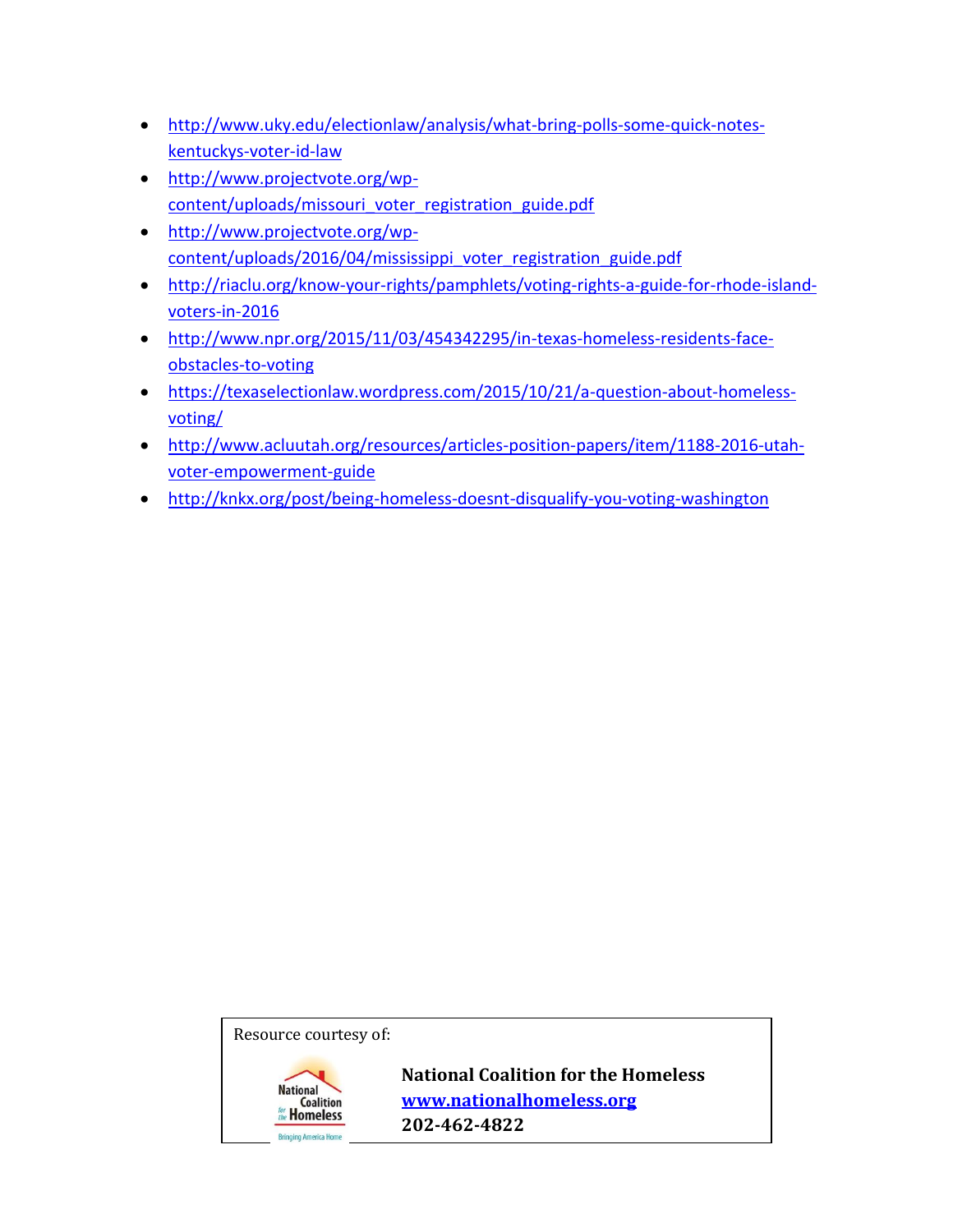- http://www.uky.edu/electionlaw/analysis/what-bring-polls-some-quick-notes-kentuckys-voter-id-law
- http://www.projectvote.org/wp-content/uploads/missouri_voter_registration_guide.pdf
- http://www.projectvote.org/wp-content/uploads/2016/04/mississippi_voter_registration_guide.pdf
- http://riaclu.org/know-your-rights/pamphlets/voting-rights-a-guide-for-rhode-island-voters-in-2016
- http://www.npr.org/2015/11/03/454342295/in-texas-homeless-residents-face-obstacles-to-voting
- https://texaselectionlaw.wordpress.com/2015/10/21/a-question-about-homeless-voting/
- http://www.acluutah.org/resources/articles-position-papers/item/1188-2016-utah-voter-empowerment-guide
- http://knkx.org/post/being-homeless-doesnt-disqualify-you-voting-washington

Resource courtesy of:

National Coalition for the Homeless
Bringing America Home

**National Coalition for the Homeless**
**www.nationalhomeless.org**
**202-462-4822**